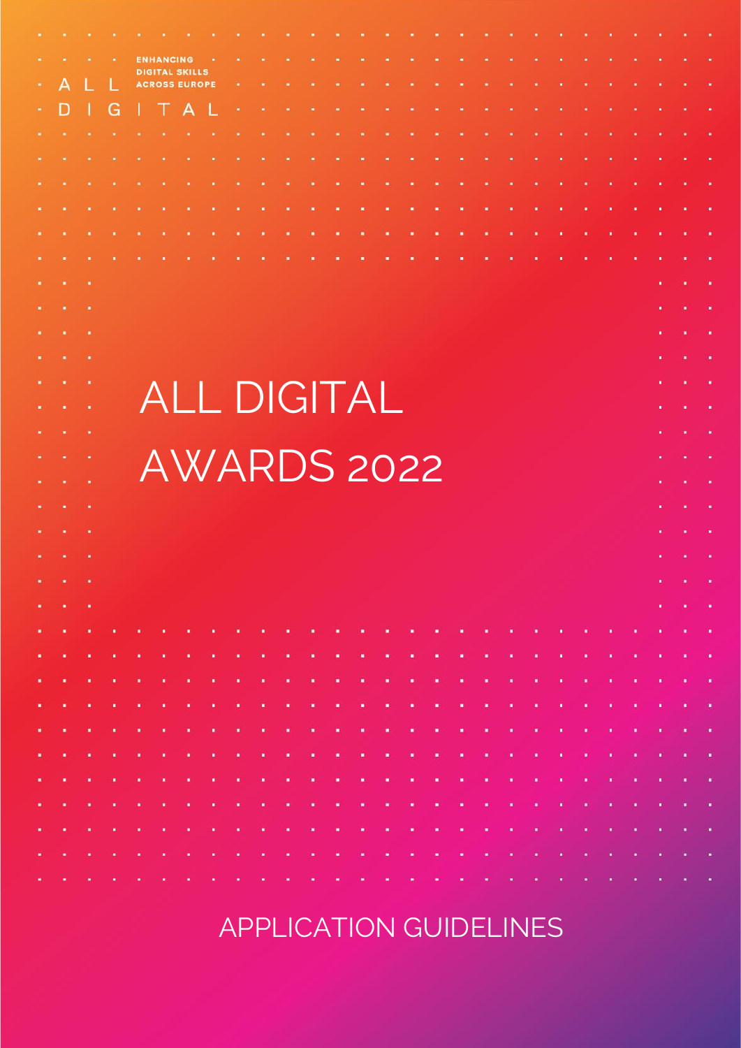ALL DIGITAL

ENHANCING DIGITAL SKILLS ACROSS EUROPE

# ALL DIGITAL AWARDS 2022

## APPLICATION GUIDELINES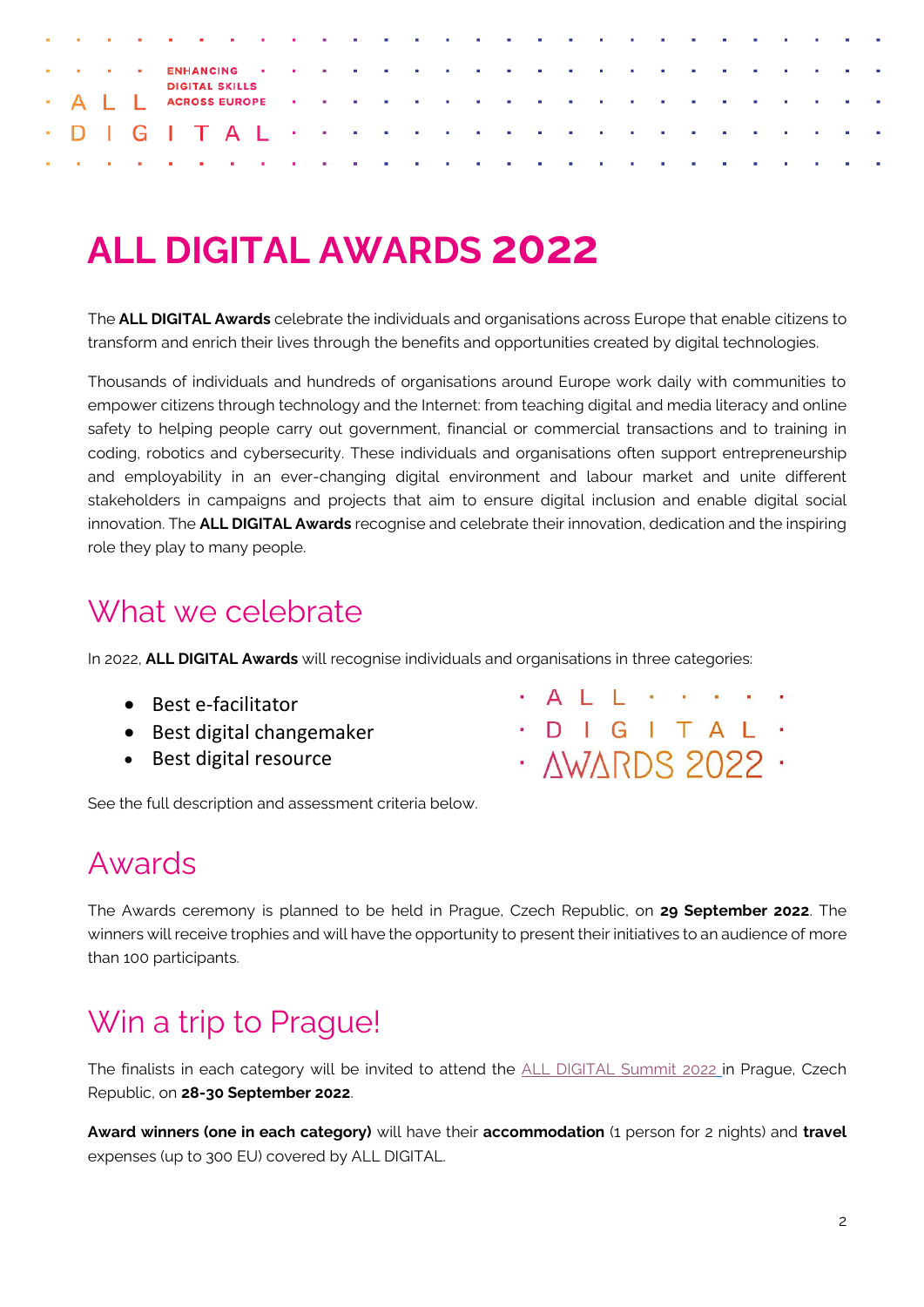# ALL DIGITAL AWARDS 2022

The **ALL DIGITAL Awards** celebrate the individuals and organisations across Europe that enable citizens to transform and enrich their lives through the benefits and opportunities created by digital technologies.

Thousands of individuals and hundreds of organisations around Europe work daily with communities to empower citizens through technology and the Internet: from teaching digital and media literacy and online safety to helping people carry out government, financial or commercial transactions and to training in coding, robotics and cybersecurity. These individuals and organisations often support entrepreneurship and employability in an ever-changing digital environment and labour market and unite different stakeholders in campaigns and projects that aim to ensure digital inclusion and enable digital social innovation. The **ALL DIGITAL Awards** recognise and celebrate their innovation, dedication and the inspiring role they play to many people.

## What we celebrate

In 2022, **ALL DIGITAL Awards** will recognise individuals and organisations in three categories:

- Best e-facilitator
- Best digital changemaker
- Best digital resource

See the full description and assessment criteria below.

## Awards

The Awards ceremony is planned to be held in Prague, Czech Republic, on **29 September 2022**. The winners will receive trophies and will have the opportunity to present their initiatives to an audience of more than 100 participants.

## Win a trip to Prague!

The finalists in each category will be invited to attend the ALL DIGITAL Summit 2022 in Prague, Czech Republic, on **28-30 September 2022**.

**Award winners (one in each category)** will have their **accommodation** (1 person for 2 nights) and **travel** expenses (up to 300 EU) covered by ALL DIGITAL.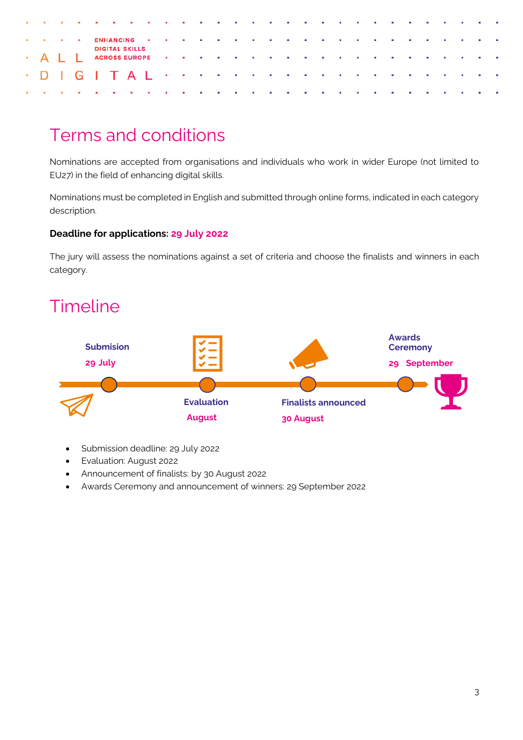# Terms and conditions

Nominations are accepted from organisations and individuals who work in wider Europe (not limited to EU27) in the field of enhancing digital skills.

Nominations must be completed in English and submitted through online forms, indicated in each category description.

**Deadline for applications: 29 July 2022**

The jury will assess the nominations against a set of criteria and choose the finalists and winners in each category.

# Timeline

**Submision**
**29 July**

**Evaluation**
**August**

**Finalists announced**
**30 August**

**Awards Ceremony**
**29 September**

- Submission deadline: 29 July 2022
- Evaluation: August 2022
- Announcement of finalists: by 30 August 2022
- Awards Ceremony and announcement of winners: 29 September 2022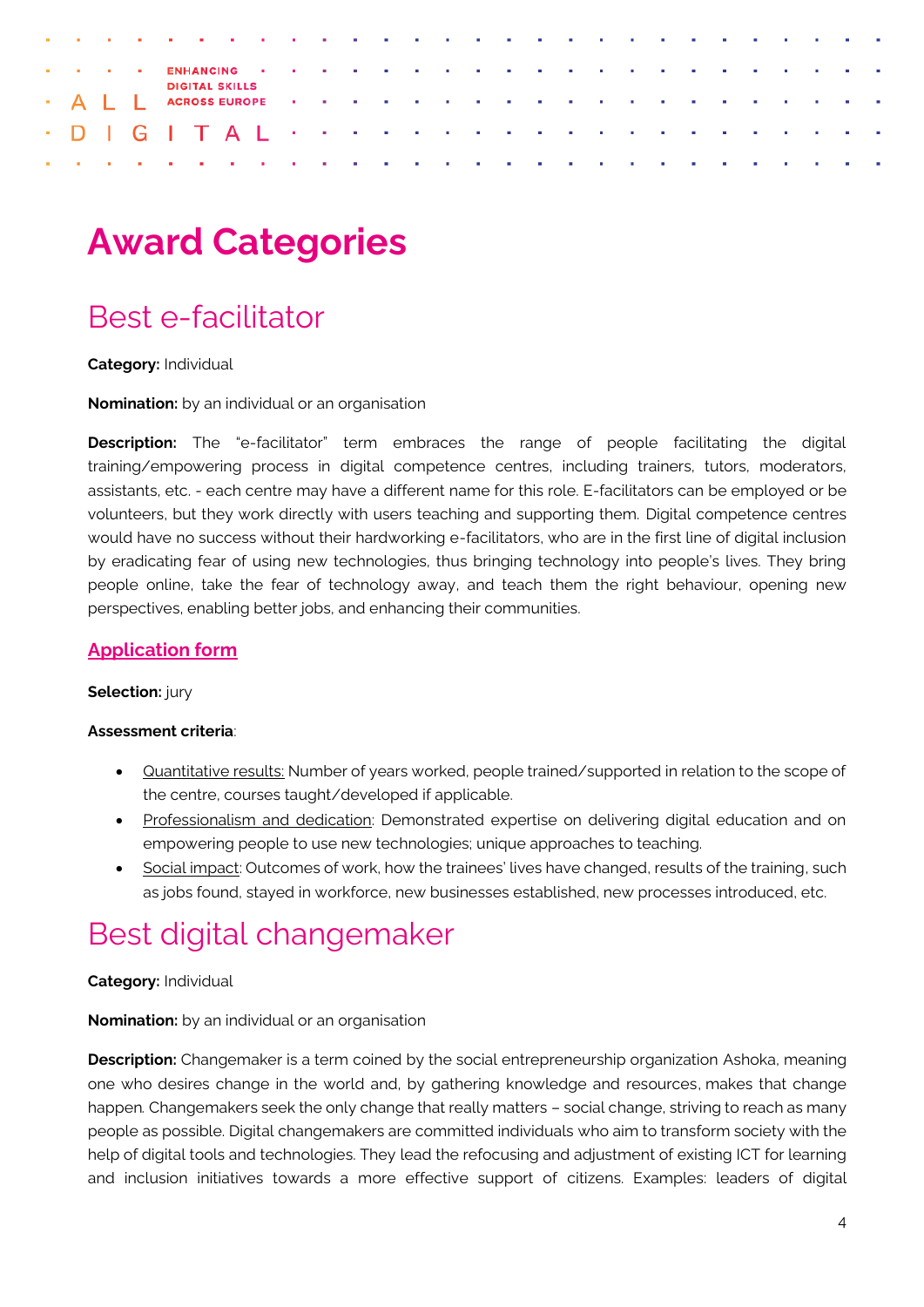# Award Categories

## Best e-facilitator

**Category:** Individual

**Nomination:** by an individual or an organisation

**Description:** The "e-facilitator" term embraces the range of people facilitating the digital training/empowering process in digital competence centres, including trainers, tutors, moderators, assistants, etc. - each centre may have a different name for this role. E-facilitators can be employed or be volunteers, but they work directly with users teaching and supporting them. Digital competence centres would have no success without their hardworking e-facilitators, who are in the first line of digital inclusion by eradicating fear of using new technologies, thus bringing technology into people's lives. They bring people online, take the fear of technology away, and teach them the right behaviour, opening new perspectives, enabling better jobs, and enhancing their communities.

**Application form**

**Selection:** jury

**Assessment criteria**:

- Quantitative results: Number of years worked, people trained/supported in relation to the scope of the centre, courses taught/developed if applicable.
- Professionalism and dedication: Demonstrated expertise on delivering digital education and on empowering people to use new technologies; unique approaches to teaching.
- Social impact: Outcomes of work, how the trainees' lives have changed, results of the training, such as jobs found, stayed in workforce, new businesses established, new processes introduced, etc.

## Best digital changemaker

**Category:** Individual

**Nomination:** by an individual or an organisation

**Description:** Changemaker is a term coined by the social entrepreneurship organization Ashoka, meaning one who desires change in the world and, by gathering knowledge and resources, makes that change happen. Changemakers seek the only change that really matters – social change, striving to reach as many people as possible. Digital changemakers are committed individuals who aim to transform society with the help of digital tools and technologies. They lead the refocusing and adjustment of existing ICT for learning and inclusion initiatives towards a more effective support of citizens. Examples: leaders of digital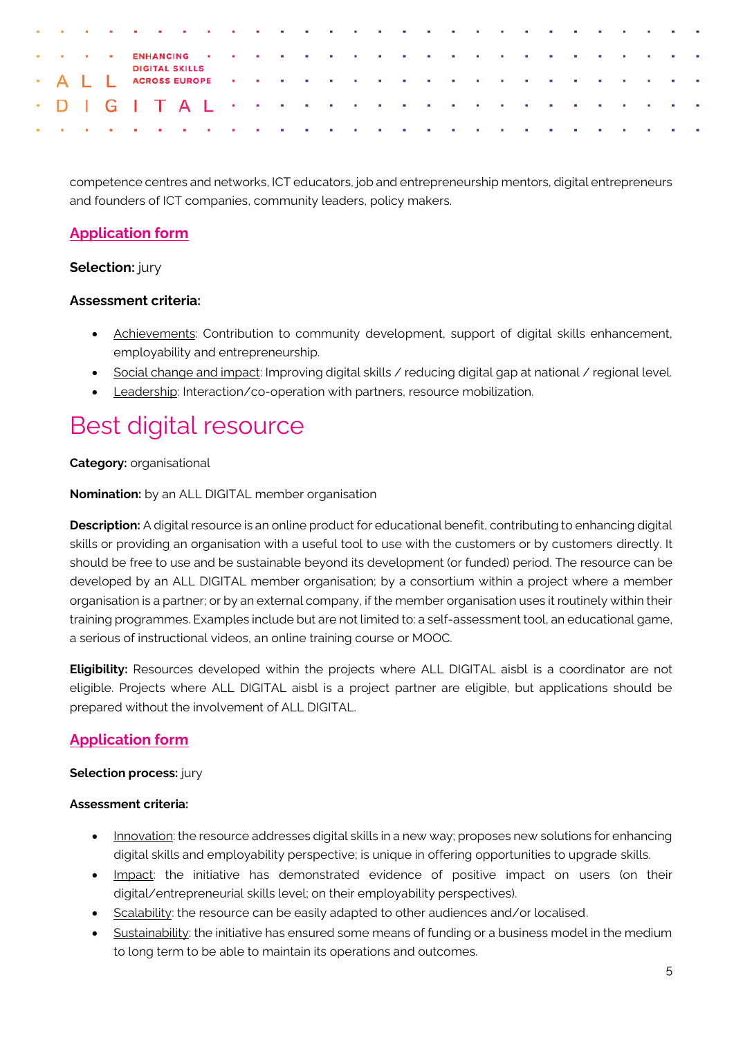competence centres and networks, ICT educators, job and entrepreneurship mentors, digital entrepreneurs and founders of ICT companies, community leaders, policy makers.

### Application form

**Selection:** jury

**Assessment criteria:**

- Achievements: Contribution to community development, support of digital skills enhancement, employability and entrepreneurship.
- Social change and impact: Improving digital skills / reducing digital gap at national / regional level.
- Leadership: Interaction/co-operation with partners, resource mobilization.

# Best digital resource

**Category:** organisational

**Nomination:** by an ALL DIGITAL member organisation

**Description:** A digital resource is an online product for educational benefit, contributing to enhancing digital skills or providing an organisation with a useful tool to use with the customers or by customers directly. It should be free to use and be sustainable beyond its development (or funded) period. The resource can be developed by an ALL DIGITAL member organisation; by a consortium within a project where a member organisation is a partner; or by an external company, if the member organisation uses it routinely within their training programmes. Examples include but are not limited to: a self-assessment tool, an educational game, a serious of instructional videos, an online training course or MOOC.

**Eligibility:** Resources developed within the projects where ALL DIGITAL aisbl is a coordinator are not eligible. Projects where ALL DIGITAL aisbl is a project partner are eligible, but applications should be prepared without the involvement of ALL DIGITAL.

### Application form

**Selection process:** jury

**Assessment criteria:**

- Innovation: the resource addresses digital skills in a new way; proposes new solutions for enhancing digital skills and employability perspective; is unique in offering opportunities to upgrade skills.
- Impact: the initiative has demonstrated evidence of positive impact on users (on their digital/entrepreneurial skills level; on their employability perspectives).
- Scalability: the resource can be easily adapted to other audiences and/or localised.
- Sustainability: the initiative has ensured some means of funding or a business model in the medium to long term to be able to maintain its operations and outcomes.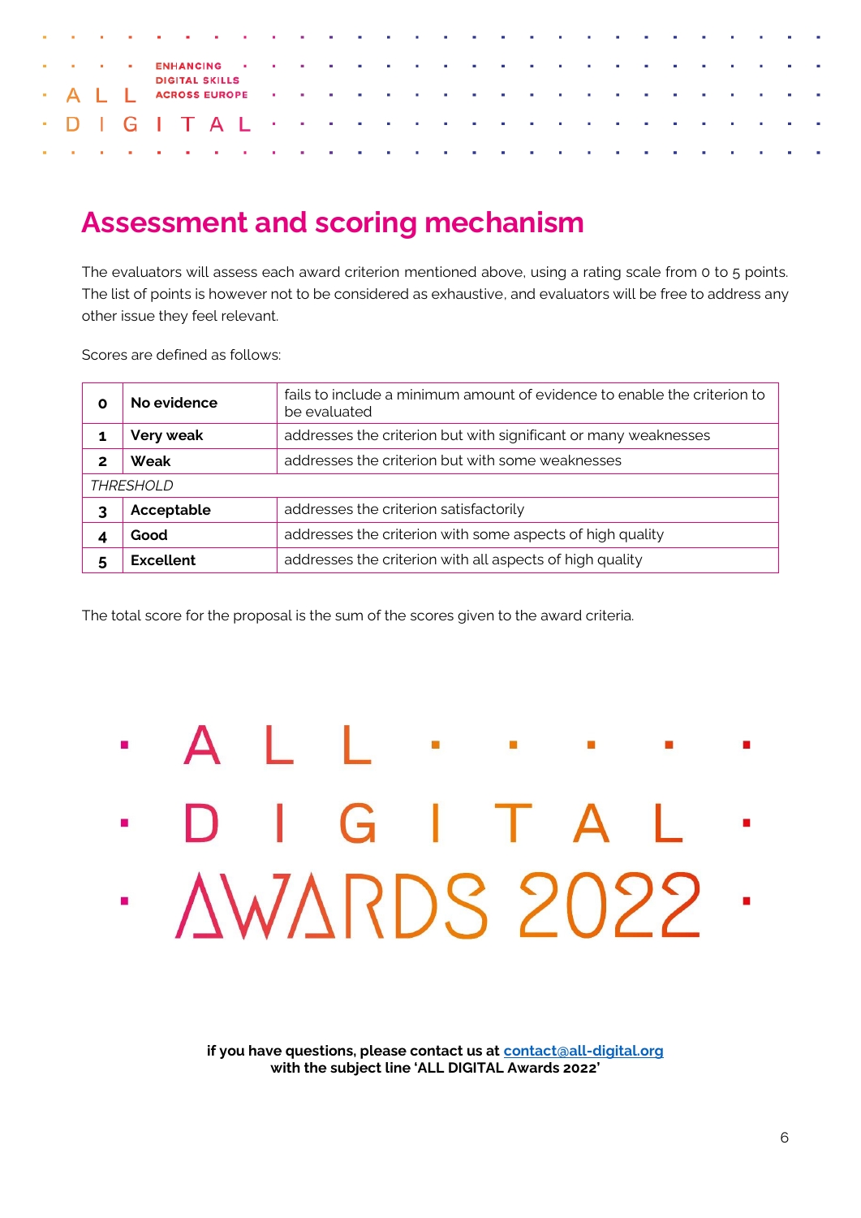## Assessment and scoring mechanism

The evaluators will assess each award criterion mentioned above, using a rating scale from 0 to 5 points. The list of points is however not to be considered as exhaustive, and evaluators will be free to address any other issue they feel relevant.

Scores are defined as follows:

| | | |
|---|---|---|
| **0** | **No evidence** | fails to include a minimum amount of evidence to enable the criterion to be evaluated |
| **1** | **Very weak** | addresses the criterion but with significant or many weaknesses |
| **2** | **Weak** | addresses the criterion but with some weaknesses |
| *THRESHOLD* | | |
| **3** | **Acceptable** | addresses the criterion satisfactorily |
| **4** | **Good** | addresses the criterion with some aspects of high quality |
| **5** | **Excellent** | addresses the criterion with all aspects of high quality |

The total score for the proposal is the sum of the scores given to the award criteria.

ALL DIGITAL AWARDS 2022

**if you have questions, please contact us at contact@all-digital.org with the subject line 'ALL DIGITAL Awards 2022'**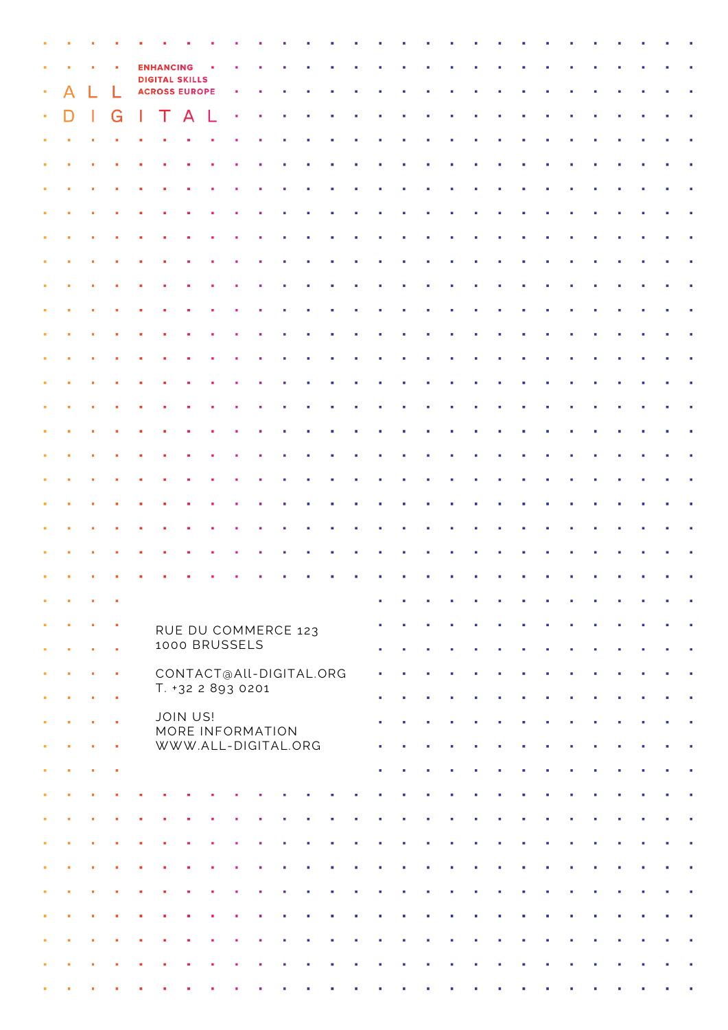ALL DIGITAL

ENHANCING DIGITAL SKILLS ACROSS EUROPE

RUE DU COMMERCE 123
1000 BRUSSELS

CONTACT@All-DIGITAL.ORG
T. +32 2 893 0201

JOIN US!
MORE INFORMATION
WWW.ALL-DIGITAL.ORG